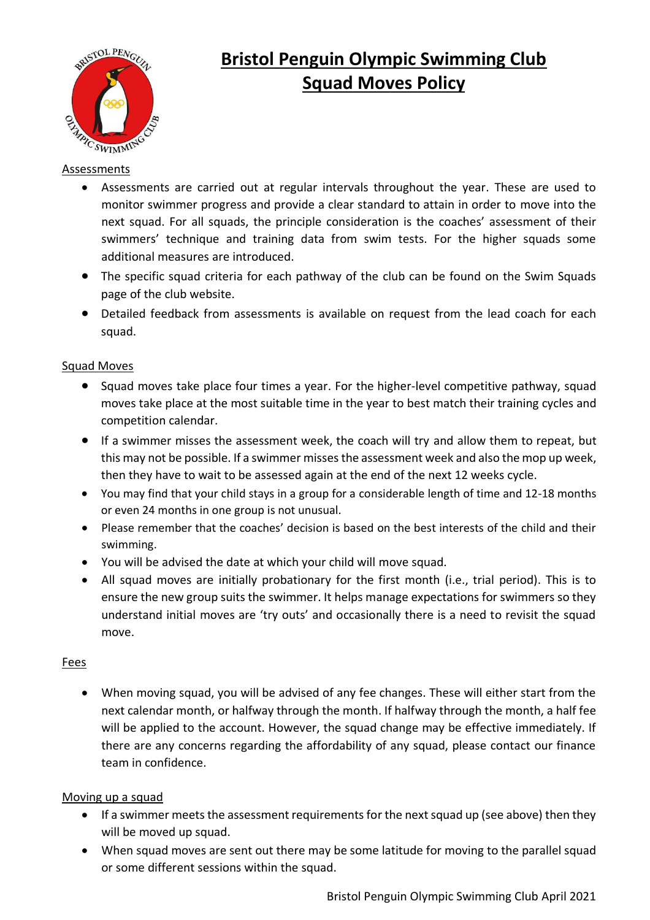# Bristol Penguin Olympic Swimming Club
# Squad Moves Policy

## Assessments

- Assessments are carried out at regular intervals throughout the year. These are used to monitor swimmer progress and provide a clear standard to attain in order to move into the next squad. For all squads, the principle consideration is the coaches' assessment of their swimmers' technique and training data from swim tests. For the higher squads some additional measures are introduced.
- The specific squad criteria for each pathway of the club can be found on the Swim Squads page of the club website.
- Detailed feedback from assessments is available on request from the lead coach for each squad.

## Squad Moves

- Squad moves take place four times a year. For the higher-level competitive pathway, squad moves take place at the most suitable time in the year to best match their training cycles and competition calendar.
- If a swimmer misses the assessment week, the coach will try and allow them to repeat, but this may not be possible. If a swimmer misses the assessment week and also the mop up week, then they have to wait to be assessed again at the end of the next 12 weeks cycle.
- You may find that your child stays in a group for a considerable length of time and 12-18 months or even 24 months in one group is not unusual.
- Please remember that the coaches' decision is based on the best interests of the child and their swimming.
- You will be advised the date at which your child will move squad.
- All squad moves are initially probationary for the first month (i.e., trial period). This is to ensure the new group suits the swimmer. It helps manage expectations for swimmers so they understand initial moves are 'try outs' and occasionally there is a need to revisit the squad move.

## Fees

- When moving squad, you will be advised of any fee changes. These will either start from the next calendar month, or halfway through the month. If halfway through the month, a half fee will be applied to the account. However, the squad change may be effective immediately. If there are any concerns regarding the affordability of any squad, please contact our finance team in confidence.

## Moving up a squad

- If a swimmer meets the assessment requirements for the next squad up (see above) then they will be moved up squad.
- When squad moves are sent out there may be some latitude for moving to the parallel squad or some different sessions within the squad.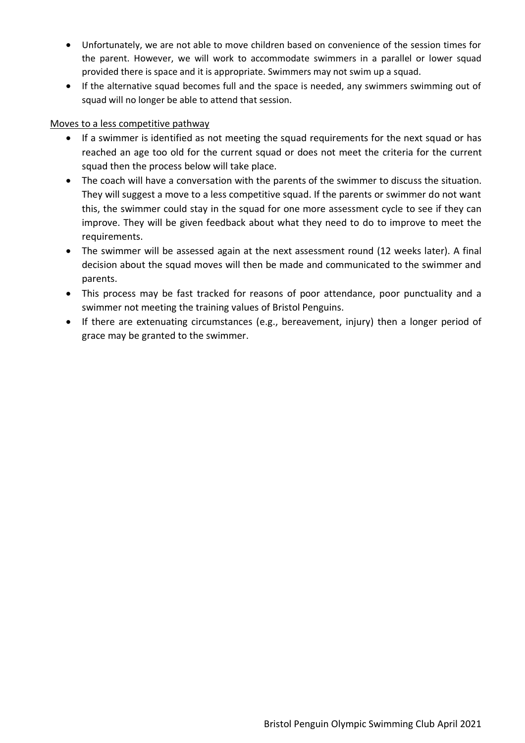- Unfortunately, we are not able to move children based on convenience of the session times for the parent. However, we will work to accommodate swimmers in a parallel or lower squad provided there is space and it is appropriate. Swimmers may not swim up a squad.
- If the alternative squad becomes full and the space is needed, any swimmers swimming out of squad will no longer be able to attend that session.

<u>Moves to a less competitive pathway</u>

- If a swimmer is identified as not meeting the squad requirements for the next squad or has reached an age too old for the current squad or does not meet the criteria for the current squad then the process below will take place.
- The coach will have a conversation with the parents of the swimmer to discuss the situation. They will suggest a move to a less competitive squad. If the parents or swimmer do not want this, the swimmer could stay in the squad for one more assessment cycle to see if they can improve. They will be given feedback about what they need to do to improve to meet the requirements.
- The swimmer will be assessed again at the next assessment round (12 weeks later). A final decision about the squad moves will then be made and communicated to the swimmer and parents.
- This process may be fast tracked for reasons of poor attendance, poor punctuality and a swimmer not meeting the training values of Bristol Penguins.
- If there are extenuating circumstances (e.g., bereavement, injury) then a longer period of grace may be granted to the swimmer.